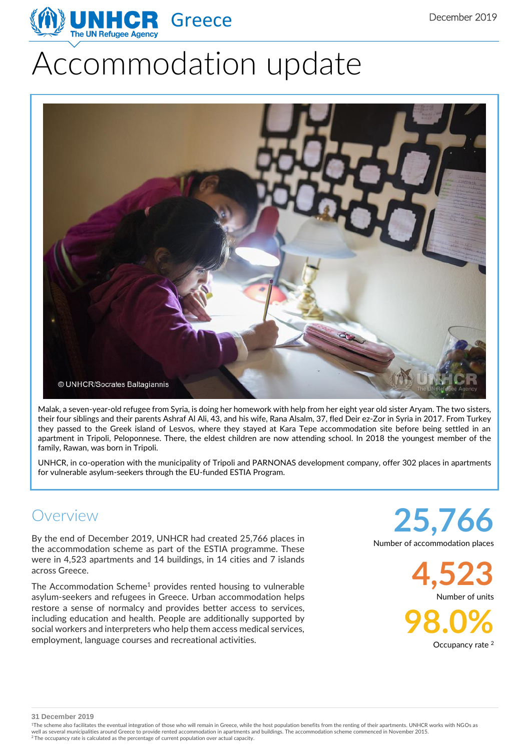# Accommodation update

December 2019

© UNHCR/Socrates Baltagiannis

Malak, a seven-year-old refugee from Syria, is doing her homework with help from her eight year old sister Aryam. The two sisters, their four siblings and their parents Ashraf Al Ali, 43, and his wife, Rana Alsalm, 37, fled Deir ez-Zor in Syria in 2017. From Turkey they passed to the Greek island of Lesvos, where they stayed at Kara Tepe accommodation site before being settled in an apartment in Tripoli, Peloponnese. There, the eldest children are now attending school. In 2018 the youngest member of the family, Rawan, was born in Tripoli.

UNHCR, in co-operation with the municipality of Tripoli and PARNONAS development company, offer 302 places in apartments for vulnerable asylum-seekers through the EU-funded ESTIA Program.

## Overview

By the end of December 2019, UNHCR had created 25,766 places in the accommodation scheme as part of the ESTIA programme. These were in 4,523 apartments and 14 buildings, in 14 cities and 7 islands across Greece.

The Accommodation Scheme[1] provides rented housing to vulnerable asylum-seekers and refugees in Greece. Urban accommodation helps restore a sense of normalcy and provides better access to services, including education and health. People are additionally supported by social workers and interpreters who help them access medical services, employment, language courses and recreational activities.

**25,766**
Number of accommodation places

**4,523**
Number of units

**98.0%**
Occupancy rate [2]

**31 December 2019**

[1]The scheme also facilitates the eventual integration of those who will remain in Greece, while the host population benefits from the renting of their apartments. UNHCR works with NGOs as well as several municipalities around Greece to provide rented accommodation in apartments and buildings. The accommodation scheme commenced in November 2015.
[2]The occupancy rate is calculated as the percentage of current population over actual capacity.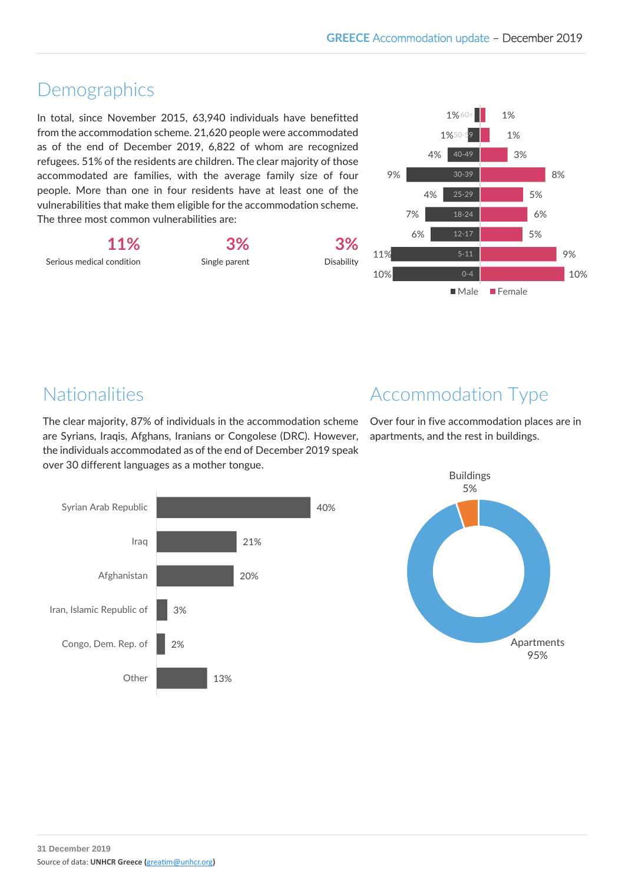## Demographics

In total, since November 2015, 63,940 individuals have benefitted from the accommodation scheme. 21,620 people were accommodated as of the end of December 2019, 6,822 of whom are recognized refugees. 51% of the residents are children. The clear majority of those accommodated are families, with the average family size of four people. More than one in four residents have at least one of the vulnerabilities that make them eligible for the accommodation scheme. The three most common vulnerabilities are:

| 11% | 3% | 3% |
|---|---|---|
| Serious medical condition | Single parent | Disability |

| Age | Male | Female |
|---|---|---|
| 60+ | 1% | 1% |
| 50-59 | 1% | 1% |
| 40-49 | 4% | 3% |
| 30-39 | 9% | 8% |
| 25-29 | 4% | 5% |
| 18-24 | 7% | 6% |
| 12-17 | 6% | 5% |
| 5-11 | 11% | 9% |
| 0-4 | 10% | 10% |

## Nationalities

The clear majority, 87% of individuals in the accommodation scheme are Syrians, Iraqis, Afghans, Iranians or Congolese (DRC). However, the individuals accommodated as of the end of December 2019 speak over 30 different languages as a mother tongue.

| Nationality | % |
|---|---|
| Syrian Arab Republic | 40% |
| Iraq | 21% |
| Afghanistan | 20% |
| Iran, Islamic Republic of | 3% |
| Congo, Dem. Rep. of | 2% |
| Other | 13% |

## Accommodation Type

Over four in five accommodation places are in apartments, and the rest in buildings.

| Type | % |
|---|---|
| Buildings | 5% |
| Apartments | 95% |

**31 December 2019**

Source of data: **UNHCR Greece (**greatim@unhcr.org**)**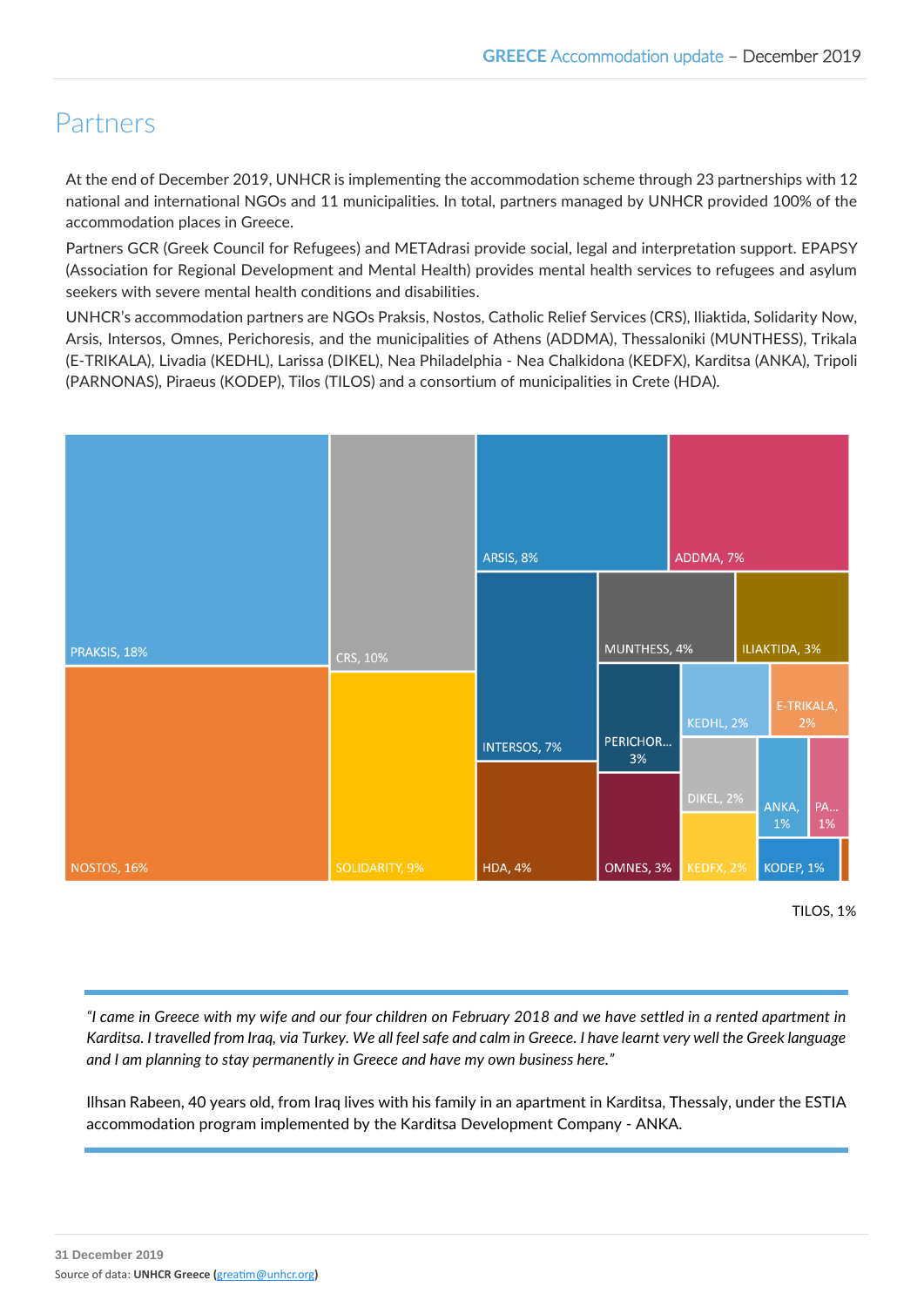# Partners

At the end of December 2019, UNHCR is implementing the accommodation scheme through 23 partnerships with 12 national and international NGOs and 11 municipalities. In total, partners managed by UNHCR provided 100% of the accommodation places in Greece.

Partners GCR (Greek Council for Refugees) and METAdrasi provide social, legal and interpretation support. EPAPSY (Association for Regional Development and Mental Health) provides mental health services to refugees and asylum seekers with severe mental health conditions and disabilities.

UNHCR's accommodation partners are NGOs Praksis, Nostos, Catholic Relief Services (CRS), Iliaktida, Solidarity Now, Arsis, Intersos, Omnes, Perichoresis, and the municipalities of Athens (ADDMA), Thessaloniki (MUNTHESS), Trikala (E-TRIKALA), Livadia (KEDHL), Larissa (DIKEL), Nea Philadelphia - Nea Chalkidona (KEDFX), Karditsa (ANKA), Tripoli (PARNONAS), Piraeus (KODEP), Tilos (TILOS) and a consortium of municipalities in Crete (HDA).

| Partner | Share |
|---|---|
| PRAKSIS | 18% |
| NOSTOS | 16% |
| CRS | 10% |
| SOLIDARITY | 9% |
| ARSIS | 8% |
| ADDMA | 7% |
| INTERSOS | 7% |
| HDA | 4% |
| MUNTHESS | 4% |
| ILIAKTIDA | 3% |
| PERICHOR... | 3% |
| OMNES | 3% |
| KEDHL | 2% |
| E-TRIKALA | 2% |
| DIKEL | 2% |
| KEDFX | 2% |
| ANKA | 1% |
| PA... | 1% |
| KODEP | 1% |
| TILOS | 1% |

*"I came in Greece with my wife and our four children on February 2018 and we have settled in a rented apartment in Karditsa. I travelled from Iraq, via Turkey. We all feel safe and calm in Greece. I have learnt very well the Greek language and I am planning to stay permanently in Greece and have my own business here."*

Ilhsan Rabeen, 40 years old, from Iraq lives with his family in an apartment in Karditsa, Thessaly, under the ESTIA accommodation program implemented by the Karditsa Development Company - ANKA.

**31 December 2019**

Source of data: **UNHCR Greece (greatim@unhcr.org)**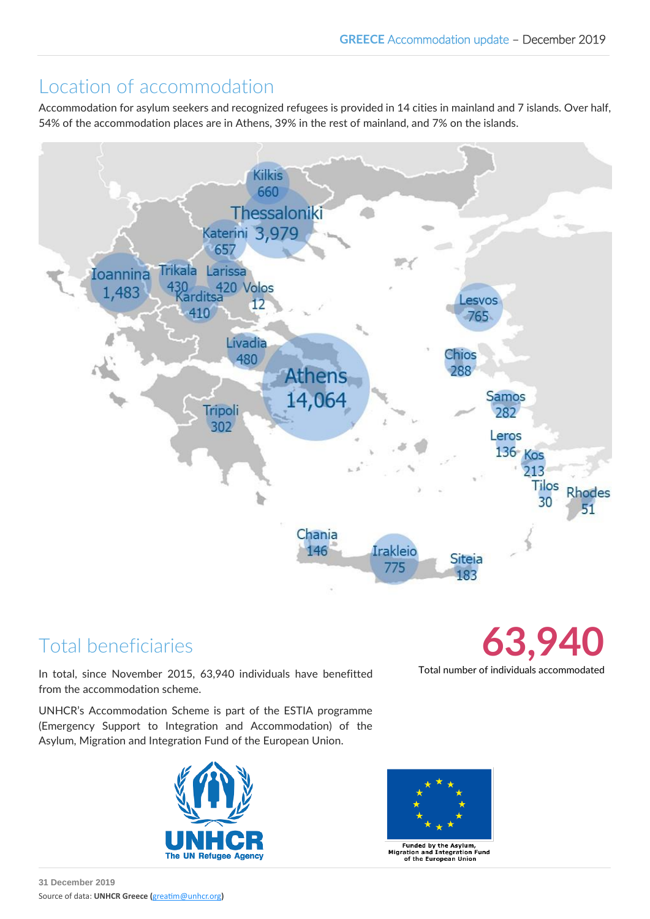## Location of accommodation

Accommodation for asylum seekers and recognized refugees is provided in 14 cities in mainland and 7 islands. Over half, 54% of the accommodation places are in Athens, 39% in the rest of mainland, and 7% on the islands.

Kilkis
660
Thessaloniki
3,979
Katerini
657
Ioannina
1,483
Trikala
430
Larissa
420
Volos
12
Karditsa
410
Livadia
480
Athens
14,064
Tripoli
302
Lesvos
765
Chios
288
Samos
282
Leros
136
Kos
213
Tilos
30
Rhodes
51
Chania
146
Irakleio
775
Siteia
183

## Total beneficiaries

In total, since November 2015, 63,940 individuals have benefitted from the accommodation scheme.

UNHCR's Accommodation Scheme is part of the ESTIA programme (Emergency Support to Integration and Accommodation) of the Asylum, Migration and Integration Fund of the European Union.

**63,940**

Total number of individuals accommodated

UNHCR The UN Refugee Agency

Funded by the Asylum, Migration and Integration Fund of the European Union

**31 December 2019**

Source of data: **UNHCR Greece (**greatim@unhcr.org**)**